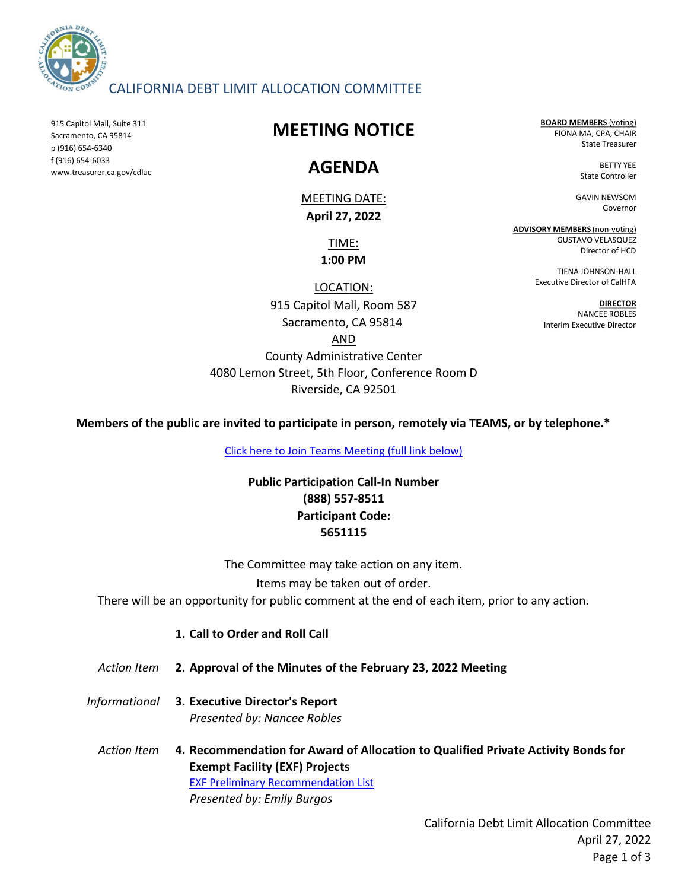CALIFORNIA DEBT LIMIT ALLOCATION COMMITTEE

915 Capitol Mall, Suite 311
Sacramento, CA 95814
p (916) 654-6340
f (916) 654-6033
www.treasurer.ca.gov/cdlac

**BOARD MEMBERS** (voting)
FIONA MA, CPA, CHAIR
State Treasurer

BETTY YEE
State Controller

GAVIN NEWSOM
Governor

**ADVISORY MEMBERS** (non-voting)
GUSTAVO VELASQUEZ
Director of HCD

TIENA JOHNSON-HALL
Executive Director of CalHFA

**DIRECTOR**
NANCEE ROBLES
Interim Executive Director

# MEETING NOTICE

# AGENDA

MEETING DATE:
**April 27, 2022**

TIME:
**1:00 PM**

LOCATION:
915 Capitol Mall, Room 587
Sacramento, CA 95814
AND
County Administrative Center
4080 Lemon Street, 5th Floor, Conference Room D
Riverside, CA 92501

**Members of the public are invited to participate in person, remotely via TEAMS, or by telephone.***

Click here to Join Teams Meeting (full link below)

**Public Participation Call-In Number**
**(888) 557-8511**
**Participant Code:**
**5651115**

The Committee may take action on any item.
Items may be taken out of order.
There will be an opportunity for public comment at the end of each item, prior to any action.

1. **Call to Order and Roll Call**

*Action Item* 2. **Approval of the Minutes of the February 23, 2022 Meeting**

*Informational* 3. **Executive Director's Report**
*Presented by: Nancee Robles*

*Action Item* 4. **Recommendation for Award of Allocation to Qualified Private Activity Bonds for Exempt Facility (EXF) Projects**
EXF Preliminary Recommendation List
*Presented by: Emily Burgos*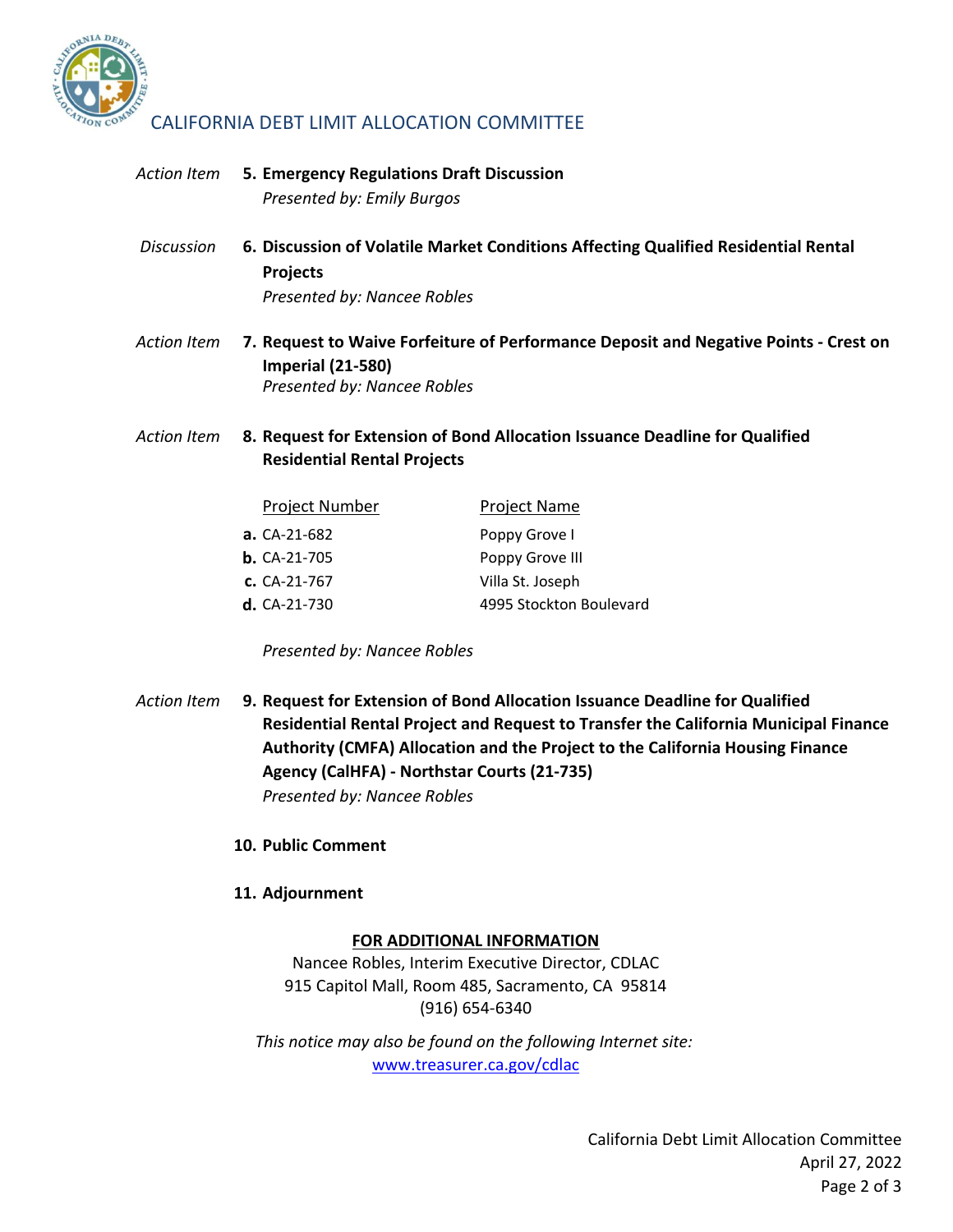CALIFORNIA DEBT LIMIT ALLOCATION COMMITTEE

*Action Item* **5. Emergency Regulations Draft Discussion**
*Presented by: Emily Burgos*

*Discussion* **6. Discussion of Volatile Market Conditions Affecting Qualified Residential Rental Projects**
*Presented by: Nancee Robles*

*Action Item* **7. Request to Waive Forfeiture of Performance Deposit and Negative Points - Crest on Imperial (21-580)**
*Presented by: Nancee Robles*

*Action Item* **8. Request for Extension of Bond Allocation Issuance Deadline for Qualified Residential Rental Projects**

| | Project Number | Project Name |
|---|---|---|
| **a.** | CA-21-682 | Poppy Grove I |
| **b.** | CA-21-705 | Poppy Grove III |
| **c.** | CA-21-767 | Villa St. Joseph |
| **d.** | CA-21-730 | 4995 Stockton Boulevard |

*Presented by: Nancee Robles*

*Action Item* **9. Request for Extension of Bond Allocation Issuance Deadline for Qualified Residential Rental Project and Request to Transfer the California Municipal Finance Authority (CMFA) Allocation and the Project to the California Housing Finance Agency (CalHFA) - Northstar Courts (21-735)**
*Presented by: Nancee Robles*

**10. Public Comment**

**11. Adjournment**

**FOR ADDITIONAL INFORMATION**

Nancee Robles, Interim Executive Director, CDLAC
915 Capitol Mall, Room 485, Sacramento, CA 95814
(916) 654-6340

*This notice may also be found on the following Internet site:*
www.treasurer.ca.gov/cdlac

California Debt Limit Allocation Committee
April 27, 2022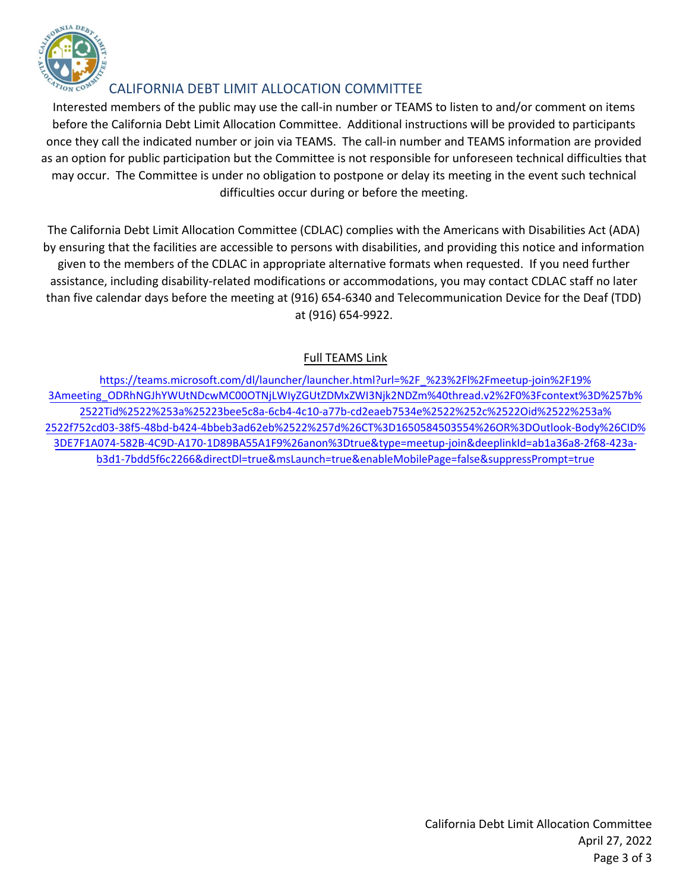## CALIFORNIA DEBT LIMIT ALLOCATION COMMITTEE

Interested members of the public may use the call-in number or TEAMS to listen to and/or comment on items before the California Debt Limit Allocation Committee. Additional instructions will be provided to participants once they call the indicated number or join via TEAMS. The call-in number and TEAMS information are provided as an option for public participation but the Committee is not responsible for unforeseen technical difficulties that may occur. The Committee is under no obligation to postpone or delay its meeting in the event such technical difficulties occur during or before the meeting.

The California Debt Limit Allocation Committee (CDLAC) complies with the Americans with Disabilities Act (ADA) by ensuring that the facilities are accessible to persons with disabilities, and providing this notice and information given to the members of the CDLAC in appropriate alternative formats when requested. If you need further assistance, including disability-related modifications or accommodations, you may contact CDLAC staff no later than five calendar days before the meeting at (916) 654-6340 and Telecommunication Device for the Deaf (TDD) at (916) 654-9922.

Full TEAMS Link

https://teams.microsoft.com/dl/launcher/launcher.html?url=%2F_%23%2Fl%2Fmeetup-join%2F19%3Ameeting_ODRhNGJhYWUtNDcwMC00OTNjLWIyZGUtZDMxZWI3Njk2NDZm%40thread.v2%2F0%3Fcontext%3D%257b%2522Tid%2522%253a%25223bee5c8a-6cb4-4c10-a77b-cd2eaeb7534e%2522%252c%2522Oid%2522%253a%2522f752cd03-38f5-48bd-b424-4bbeb3ad62eb%2522%257d%26CT%3D1650584503554%26OR%3DOutlook-Body%26CID%3DE7F1A074-582B-4C9D-A170-1D89BA55A1F9%26anon%3Dtrue&type=meetup-join&deeplinkId=ab1a36a8-2f68-423a-b3d1-7bdd5f6c2266&directDl=true&msLaunch=true&enableMobilePage=false&suppressPrompt=true